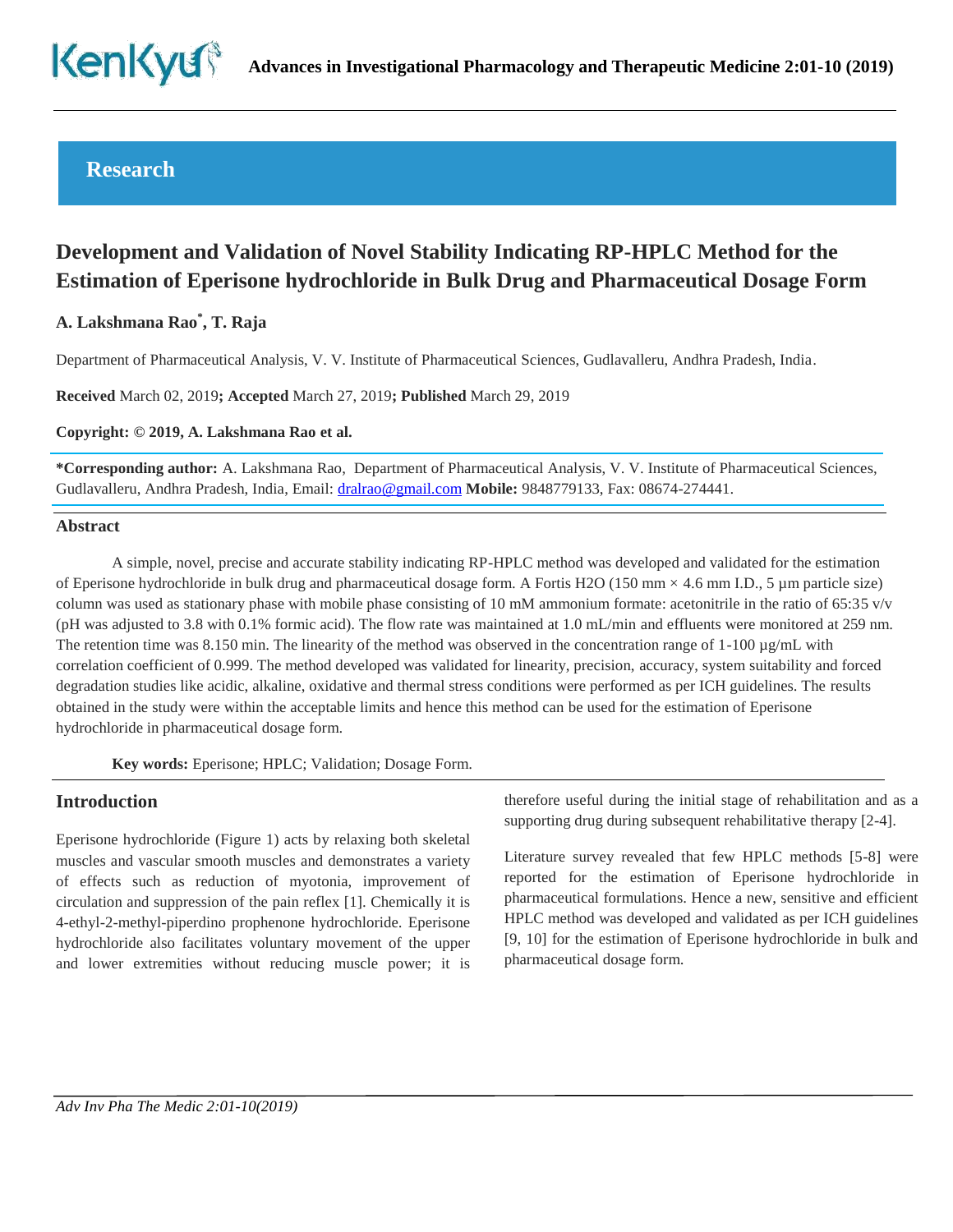## Research

# Development and Validation of Novel Stability Indicating RP-HPLC Method for the Estimation of Eperisone hydrochloride in Bulk Drug and Pharmaceutical Dosage Form

**A. Lakshmana Rao*, T. Raja**

Department of Pharmaceutical Analysis, V. V. Institute of Pharmaceutical Sciences, Gudlavalleru, Andhra Pradesh, India.

**Received** March 02, 2019**; Accepted** March 27, 2019**; Published** March 29, 2019

**Copyright: © 2019, A. Lakshmana Rao et al.**

**\*Corresponding author:** A. Lakshmana Rao, Department of Pharmaceutical Analysis, V. V. Institute of Pharmaceutical Sciences, Gudlavalleru, Andhra Pradesh, India, Email: dralrao@gmail.com **Mobile:** 9848779133, Fax: 08674-274441.

## Abstract

A simple, novel, precise and accurate stability indicating RP-HPLC method was developed and validated for the estimation of Eperisone hydrochloride in bulk drug and pharmaceutical dosage form. A Fortis H2O (150 mm × 4.6 mm I.D., 5 µm particle size) column was used as stationary phase with mobile phase consisting of 10 mM ammonium formate: acetonitrile in the ratio of 65:35 v/v (pH was adjusted to 3.8 with 0.1% formic acid). The flow rate was maintained at 1.0 mL/min and effluents were monitored at 259 nm. The retention time was 8.150 min. The linearity of the method was observed in the concentration range of 1-100 µg/mL with correlation coefficient of 0.999. The method developed was validated for linearity, precision, accuracy, system suitability and forced degradation studies like acidic, alkaline, oxidative and thermal stress conditions were performed as per ICH guidelines. The results obtained in the study were within the acceptable limits and hence this method can be used for the estimation of Eperisone hydrochloride in pharmaceutical dosage form.

**Key words:** Eperisone; HPLC; Validation; Dosage Form.

## Introduction

Eperisone hydrochloride (Figure 1) acts by relaxing both skeletal muscles and vascular smooth muscles and demonstrates a variety of effects such as reduction of myotonia, improvement of circulation and suppression of the pain reflex [1]. Chemically it is 4-ethyl-2-methyl-piperdino prophenone hydrochloride. Eperisone hydrochloride also facilitates voluntary movement of the upper and lower extremities without reducing muscle power; it is therefore useful during the initial stage of rehabilitation and as a supporting drug during subsequent rehabilitative therapy [2-4].

Literature survey revealed that few HPLC methods [5-8] were reported for the estimation of Eperisone hydrochloride in pharmaceutical formulations. Hence a new, sensitive and efficient HPLC method was developed and validated as per ICH guidelines [9, 10] for the estimation of Eperisone hydrochloride in bulk and pharmaceutical dosage form.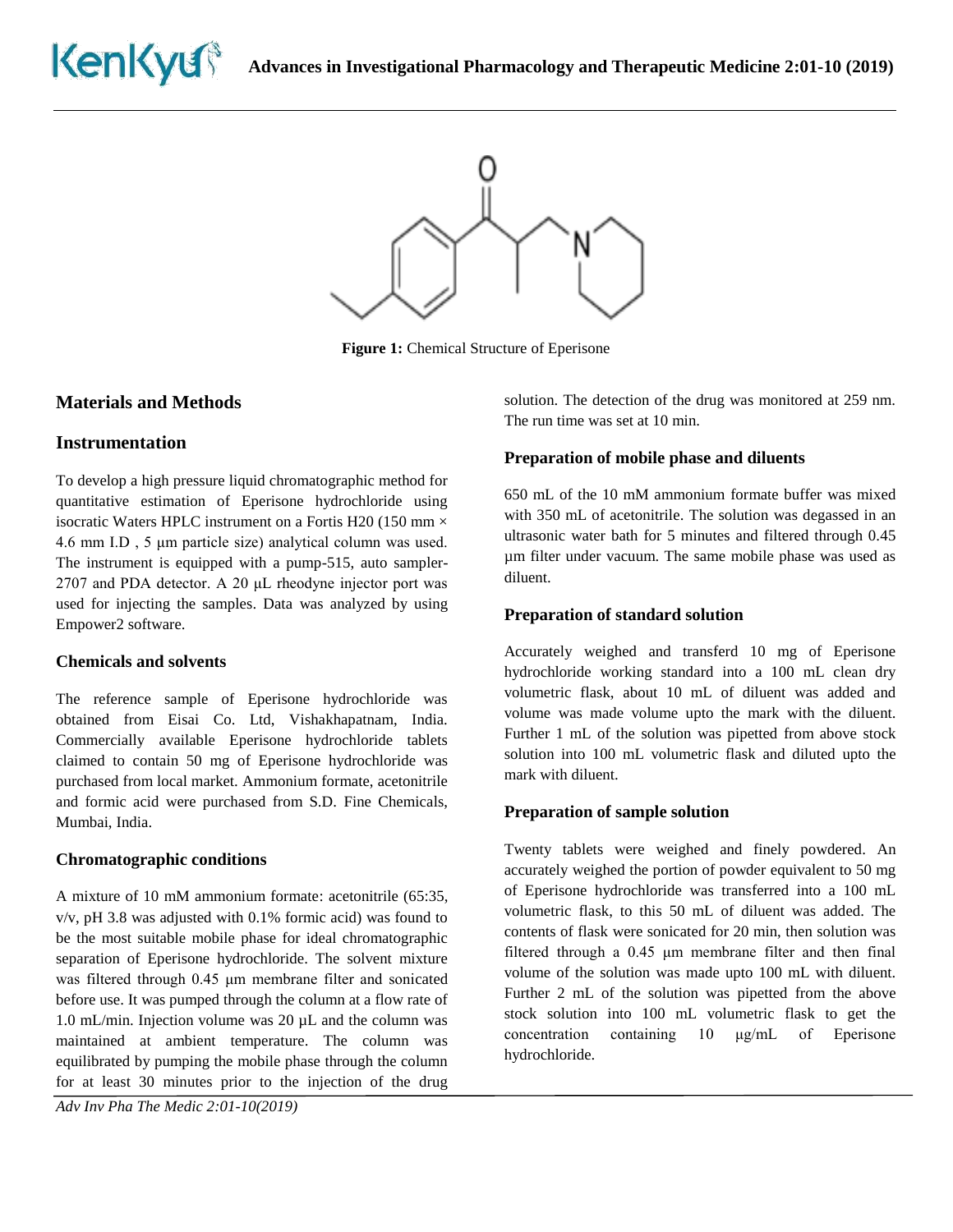**Figure 1:** Chemical Structure of Eperisone

## Materials and Methods

## Instrumentation

To develop a high pressure liquid chromatographic method for quantitative estimation of Eperisone hydrochloride using isocratic Waters HPLC instrument on a Fortis H20 (150 mm × 4.6 mm I.D , 5 μm particle size) analytical column was used. The instrument is equipped with a pump-515, auto sampler-2707 and PDA detector. A 20 μL rheodyne injector port was used for injecting the samples. Data was analyzed by using Empower2 software.

### Chemicals and solvents

The reference sample of Eperisone hydrochloride was obtained from Eisai Co. Ltd, Vishakhapatnam, India. Commercially available Eperisone hydrochloride tablets claimed to contain 50 mg of Eperisone hydrochloride was purchased from local market. Ammonium formate, acetonitrile and formic acid were purchased from S.D. Fine Chemicals, Mumbai, India.

### Chromatographic conditions

A mixture of 10 mM ammonium formate: acetonitrile (65:35, v/v, pH 3.8 was adjusted with 0.1% formic acid) was found to be the most suitable mobile phase for ideal chromatographic separation of Eperisone hydrochloride. The solvent mixture was filtered through 0.45 μm membrane filter and sonicated before use. It was pumped through the column at a flow rate of 1.0 mL/min. Injection volume was 20 μL and the column was maintained at ambient temperature. The column was equilibrated by pumping the mobile phase through the column for at least 30 minutes prior to the injection of the drug solution. The detection of the drug was monitored at 259 nm. The run time was set at 10 min.

### Preparation of mobile phase and diluents

650 mL of the 10 mM ammonium formate buffer was mixed with 350 mL of acetonitrile. The solution was degassed in an ultrasonic water bath for 5 minutes and filtered through 0.45 μm filter under vacuum. The same mobile phase was used as diluent.

### Preparation of standard solution

Accurately weighed and transferd 10 mg of Eperisone hydrochloride working standard into a 100 mL clean dry volumetric flask, about 10 mL of diluent was added and volume was made volume upto the mark with the diluent. Further 1 mL of the solution was pipetted from above stock solution into 100 mL volumetric flask and diluted upto the mark with diluent.

### Preparation of sample solution

Twenty tablets were weighed and finely powdered. An accurately weighed the portion of powder equivalent to 50 mg of Eperisone hydrochloride was transferred into a 100 mL volumetric flask, to this 50 mL of diluent was added. The contents of flask were sonicated for 20 min, then solution was filtered through a 0.45 μm membrane filter and then final volume of the solution was made upto 100 mL with diluent. Further 2 mL of the solution was pipetted from the above stock solution into 100 mL volumetric flask to get the concentration containing 10 μg/mL of Eperisone hydrochloride.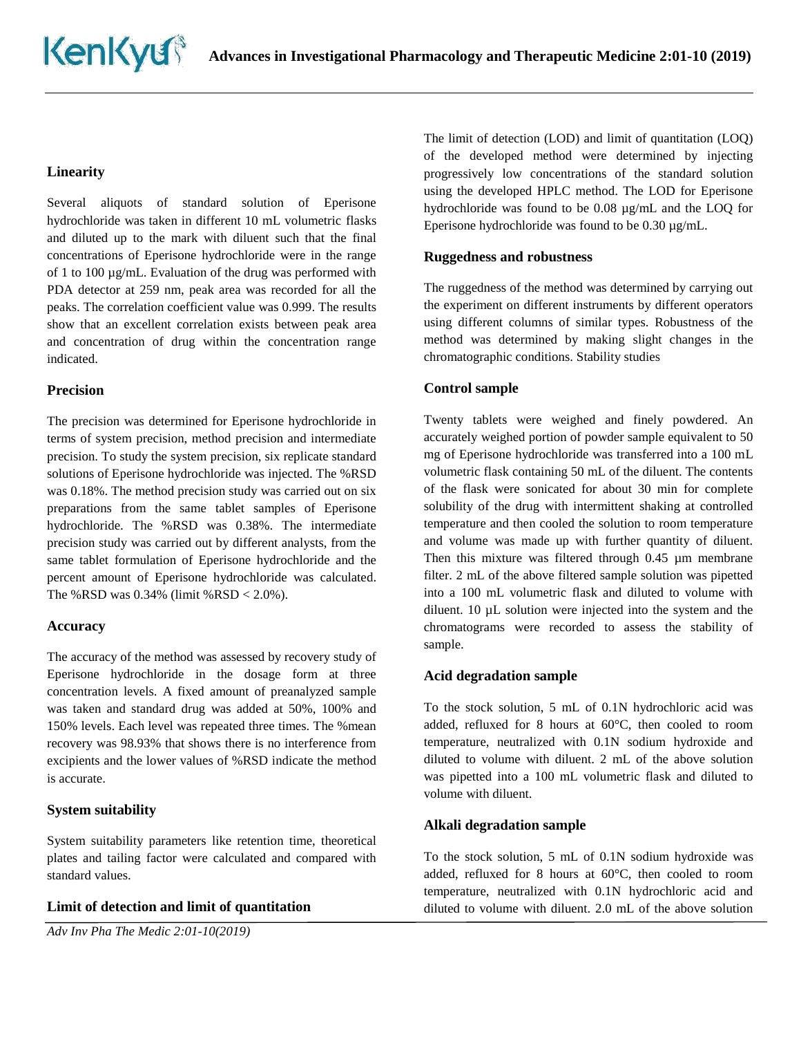### Linearity

Several aliquots of standard solution of Eperisone hydrochloride was taken in different 10 mL volumetric flasks and diluted up to the mark with diluent such that the final concentrations of Eperisone hydrochloride were in the range of 1 to 100 µg/mL. Evaluation of the drug was performed with PDA detector at 259 nm, peak area was recorded for all the peaks. The correlation coefficient value was 0.999. The results show that an excellent correlation exists between peak area and concentration of drug within the concentration range indicated.

### Precision

The precision was determined for Eperisone hydrochloride in terms of system precision, method precision and intermediate precision. To study the system precision, six replicate standard solutions of Eperisone hydrochloride was injected. The %RSD was 0.18%. The method precision study was carried out on six preparations from the same tablet samples of Eperisone hydrochloride. The %RSD was 0.38%. The intermediate precision study was carried out by different analysts, from the same tablet formulation of Eperisone hydrochloride and the percent amount of Eperisone hydrochloride was calculated. The %RSD was 0.34% (limit %RSD < 2.0%).

### Accuracy

The accuracy of the method was assessed by recovery study of Eperisone hydrochloride in the dosage form at three concentration levels. A fixed amount of preanalyzed sample was taken and standard drug was added at 50%, 100% and 150% levels. Each level was repeated three times. The %mean recovery was 98.93% that shows there is no interference from excipients and the lower values of %RSD indicate the method is accurate.

### System suitability

System suitability parameters like retention time, theoretical plates and tailing factor were calculated and compared with standard values.

### Limit of detection and limit of quantitation

The limit of detection (LOD) and limit of quantitation (LOQ) of the developed method were determined by injecting progressively low concentrations of the standard solution using the developed HPLC method. The LOD for Eperisone hydrochloride was found to be 0.08 µg/mL and the LOQ for Eperisone hydrochloride was found to be 0.30 µg/mL.

### Ruggedness and robustness

The ruggedness of the method was determined by carrying out the experiment on different instruments by different operators using different columns of similar types. Robustness of the method was determined by making slight changes in the chromatographic conditions. Stability studies

### Control sample

Twenty tablets were weighed and finely powdered. An accurately weighed portion of powder sample equivalent to 50 mg of Eperisone hydrochloride was transferred into a 100 mL volumetric flask containing 50 mL of the diluent. The contents of the flask were sonicated for about 30 min for complete solubility of the drug with intermittent shaking at controlled temperature and then cooled the solution to room temperature and volume was made up with further quantity of diluent. Then this mixture was filtered through 0.45 µm membrane filter. 2 mL of the above filtered sample solution was pipetted into a 100 mL volumetric flask and diluted to volume with diluent. 10 µL solution were injected into the system and the chromatograms were recorded to assess the stability of sample.

### Acid degradation sample

To the stock solution, 5 mL of 0.1N hydrochloric acid was added, refluxed for 8 hours at 60°C, then cooled to room temperature, neutralized with 0.1N sodium hydroxide and diluted to volume with diluent. 2 mL of the above solution was pipetted into a 100 mL volumetric flask and diluted to volume with diluent.

### Alkali degradation sample

To the stock solution, 5 mL of 0.1N sodium hydroxide was added, refluxed for 8 hours at 60°C, then cooled to room temperature, neutralized with 0.1N hydrochloric acid and diluted to volume with diluent. 2.0 mL of the above solution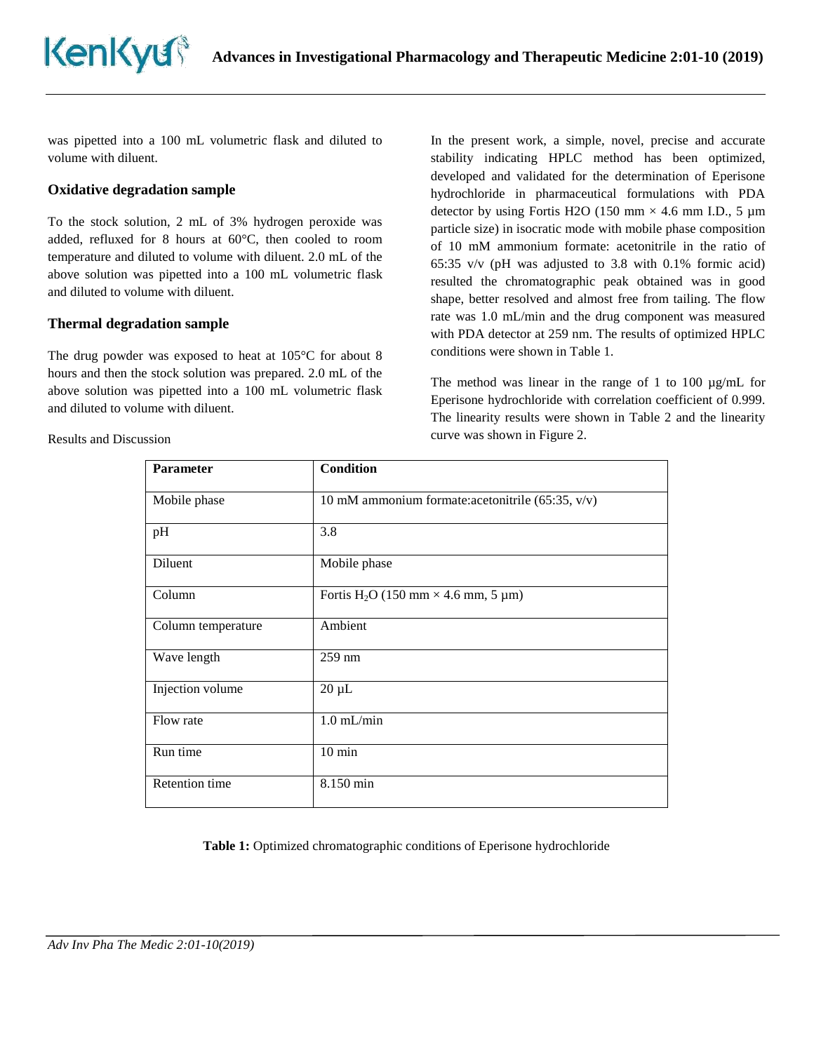was pipetted into a 100 mL volumetric flask and diluted to volume with diluent.

### Oxidative degradation sample

To the stock solution, 2 mL of 3% hydrogen peroxide was added, refluxed for 8 hours at 60°C, then cooled to room temperature and diluted to volume with diluent. 2.0 mL of the above solution was pipetted into a 100 mL volumetric flask and diluted to volume with diluent.

### Thermal degradation sample

The drug powder was exposed to heat at 105°C for about 8 hours and then the stock solution was prepared. 2.0 mL of the above solution was pipetted into a 100 mL volumetric flask and diluted to volume with diluent.

Results and Discussion

In the present work, a simple, novel, precise and accurate stability indicating HPLC method has been optimized, developed and validated for the determination of Eperisone hydrochloride in pharmaceutical formulations with PDA detector by using Fortis H2O (150 mm × 4.6 mm I.D., 5 µm particle size) in isocratic mode with mobile phase composition of 10 mM ammonium formate: acetonitrile in the ratio of 65:35 v/v (pH was adjusted to 3.8 with 0.1% formic acid) resulted the chromatographic peak obtained was in good shape, better resolved and almost free from tailing. The flow rate was 1.0 mL/min and the drug component was measured with PDA detector at 259 nm. The results of optimized HPLC conditions were shown in Table 1.

The method was linear in the range of 1 to 100 µg/mL for Eperisone hydrochloride with correlation coefficient of 0.999. The linearity results were shown in Table 2 and the linearity curve was shown in Figure 2.

| **Parameter** | **Condition** |
|---|---|
| Mobile phase | 10 mM ammonium formate:acetonitrile (65:35, v/v) |
| pH | 3.8 |
| Diluent | Mobile phase |
| Column | Fortis $H_2O$ (150 mm × 4.6 mm, 5 µm) |
| Column temperature | Ambient |
| Wave length | 259 nm |
| Injection volume | 20 µL |
| Flow rate | 1.0 mL/min |
| Run time | 10 min |
| Retention time | 8.150 min |

**Table 1:** Optimized chromatographic conditions of Eperisone hydrochloride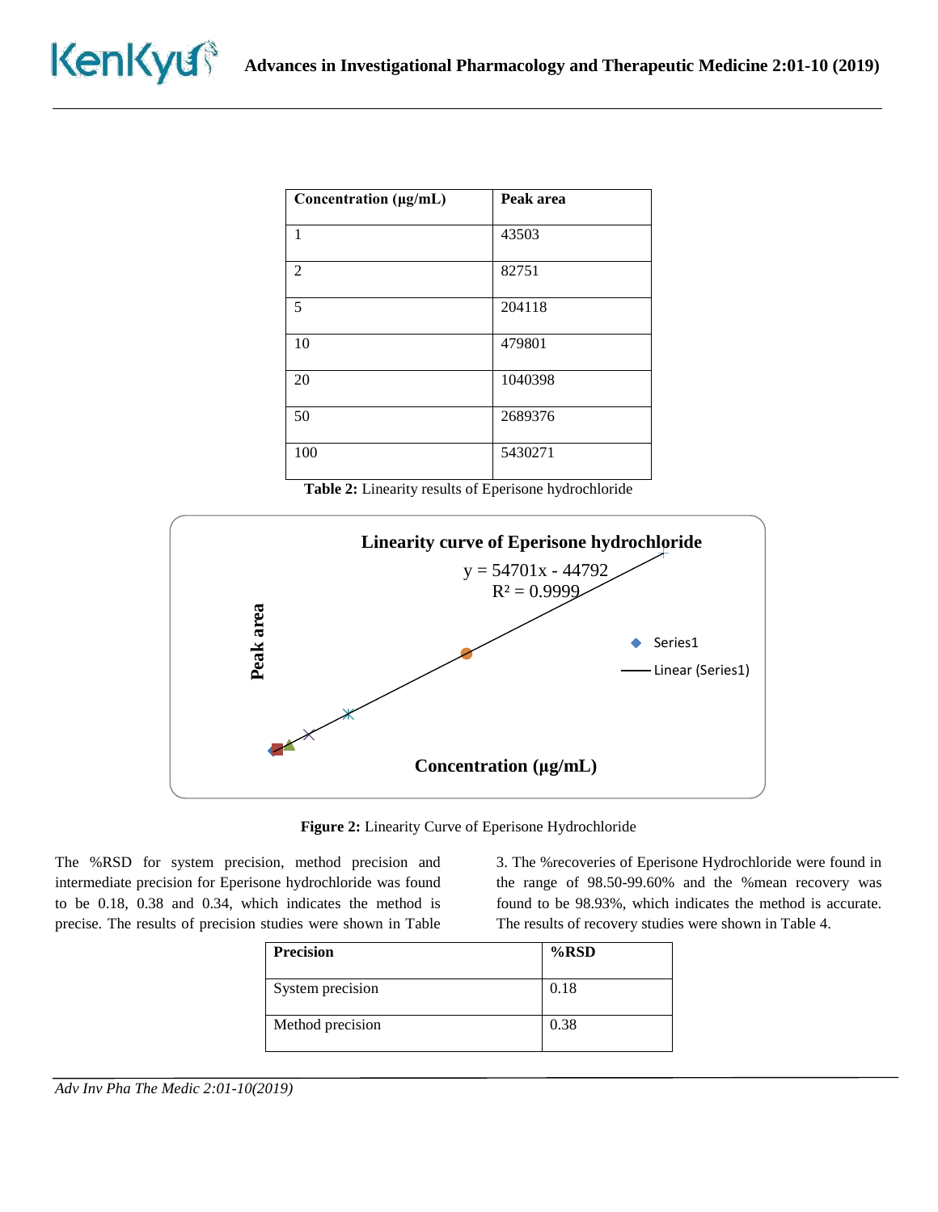| Concentration (µg/mL) | Peak area |
| --- | --- |
| 1 | 43503 |
| 2 | 82751 |
| 5 | 204118 |
| 10 | 479801 |
| 20 | 1040398 |
| 50 | 2689376 |
| 100 | 5430271 |

**Table 2:** Linearity results of Eperisone hydrochloride

**Figure 2:** Linearity Curve of Eperisone Hydrochloride

The %RSD for system precision, method precision and intermediate precision for Eperisone hydrochloride was found to be 0.18, 0.38 and 0.34, which indicates the method is precise. The results of precision studies were shown in Table 3. The %recoveries of Eperisone Hydrochloride were found in the range of 98.50-99.60% and the %mean recovery was found to be 98.93%, which indicates the method is accurate. The results of recovery studies were shown in Table 4.

| Precision | %RSD |
| --- | --- |
| System precision | 0.18 |
| Method precision | 0.38 |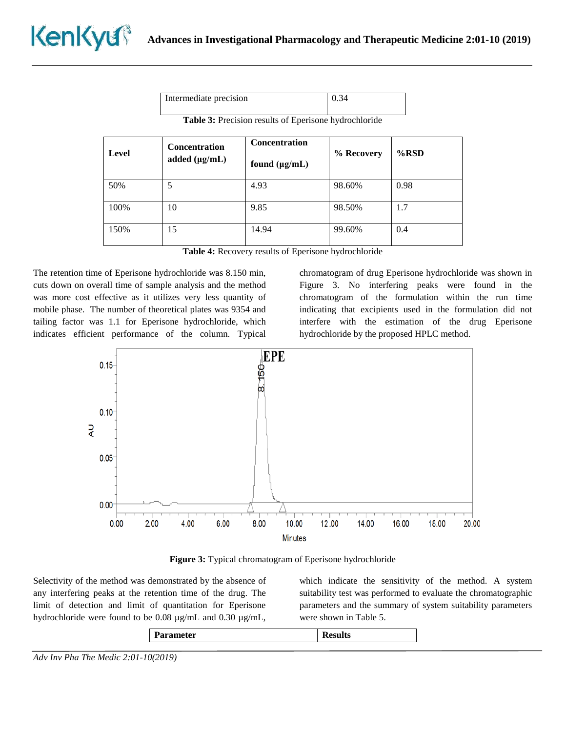| Intermediate precision | 0.34 |
|---|---|

**Table 3:** Precision results of Eperisone hydrochloride

| Level | Concentration added (µg/mL) | Concentration found (µg/mL) | % Recovery | %RSD |
|---|---|---|---|---|
| 50% | 5 | 4.93 | 98.60% | 0.98 |
| 100% | 10 | 9.85 | 98.50% | 1.7 |
| 150% | 15 | 14.94 | 99.60% | 0.4 |

**Table 4:** Recovery results of Eperisone hydrochloride

The retention time of Eperisone hydrochloride was 8.150 min, cuts down on overall time of sample analysis and the method was more cost effective as it utilizes very less quantity of mobile phase. The number of theoretical plates was 9354 and tailing factor was 1.1 for Eperisone hydrochloride, which indicates efficient performance of the column. Typical chromatogram of drug Eperisone hydrochloride was shown in Figure 3. No interfering peaks were found in the chromatogram of the formulation within the run time indicating that excipients used in the formulation did not interfere with the estimation of the drug Eperisone hydrochloride by the proposed HPLC method.

**Figure 3:** Typical chromatogram of Eperisone hydrochloride

Selectivity of the method was demonstrated by the absence of any interfering peaks at the retention time of the drug. The limit of detection and limit of quantitation for Eperisone hydrochloride were found to be 0.08 µg/mL and 0.30 µg/mL, which indicate the sensitivity of the method. A system suitability test was performed to evaluate the chromatographic parameters and the summary of system suitability parameters were shown in Table 5.

| Parameter | Results |
|---|---|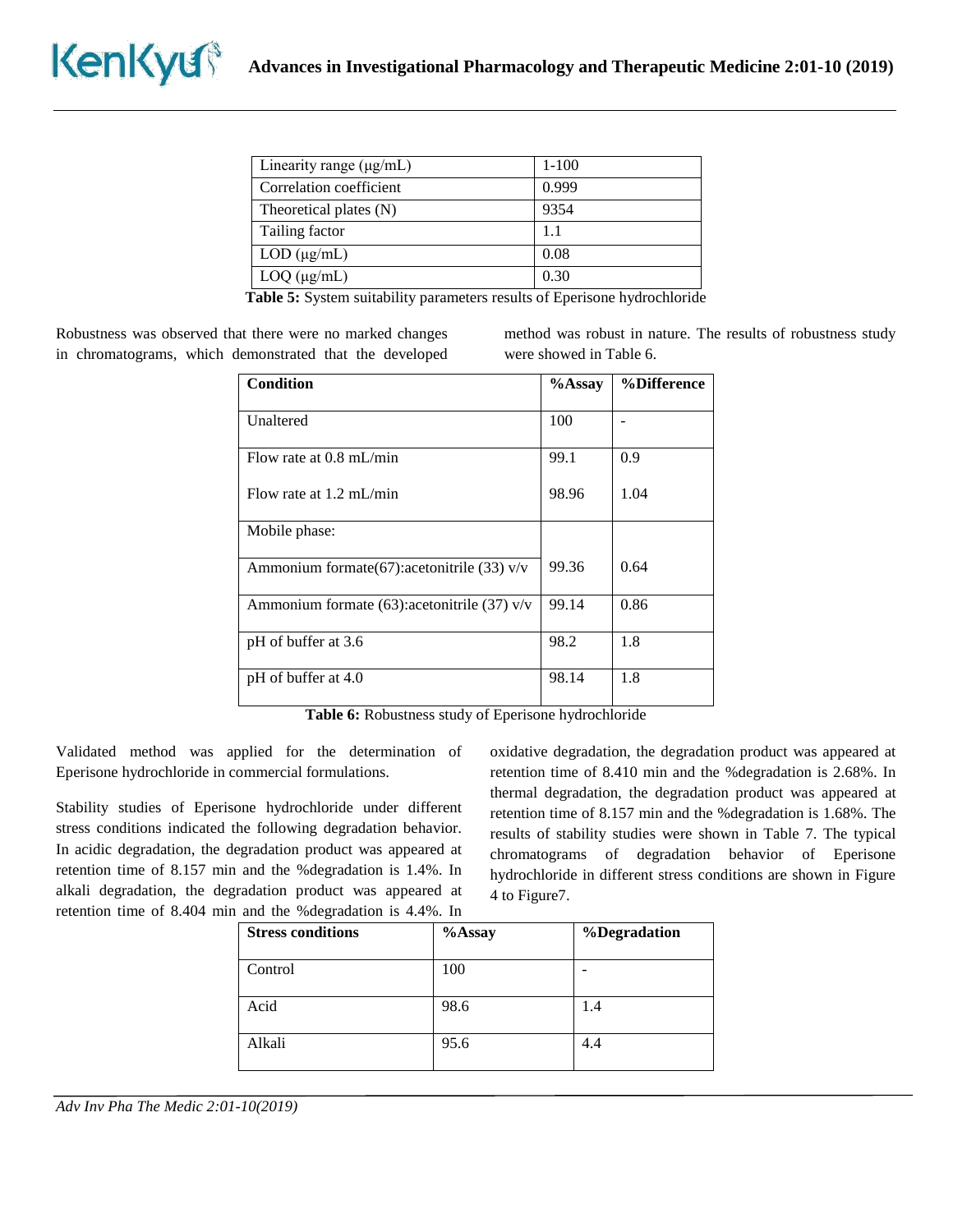| Linearity range (μg/mL) | 1-100 |
|---|---|
| Correlation coefficient | 0.999 |
| Theoretical plates (N) | 9354 |
| Tailing factor | 1.1 |
| LOD (μg/mL) | 0.08 |
| LOQ (μg/mL) | 0.30 |

**Table 5:** System suitability parameters results of Eperisone hydrochloride

Robustness was observed that there were no marked changes in chromatograms, which demonstrated that the developed method was robust in nature. The results of robustness study were showed in Table 6.

| Condition | %Assay | %Difference |
|---|---|---|
| Unaltered | 100 | - |
| Flow rate at 0.8 mL/min | 99.1 | 0.9 |
| Flow rate at 1.2 mL/min | 98.96 | 1.04 |
| Mobile phase: | | |
| Ammonium formate(67):acetonitrile (33) v/v | 99.36 | 0.64 |
| Ammonium formate (63):acetonitrile (37) v/v | 99.14 | 0.86 |
| pH of buffer at 3.6 | 98.2 | 1.8 |
| pH of buffer at 4.0 | 98.14 | 1.8 |

**Table 6:** Robustness study of Eperisone hydrochloride

Validated method was applied for the determination of Eperisone hydrochloride in commercial formulations.

Stability studies of Eperisone hydrochloride under different stress conditions indicated the following degradation behavior. In acidic degradation, the degradation product was appeared at retention time of 8.157 min and the %degradation is 1.4%. In alkali degradation, the degradation product was appeared at retention time of 8.404 min and the %degradation is 4.4%. In oxidative degradation, the degradation product was appeared at retention time of 8.410 min and the %degradation is 2.68%. In thermal degradation, the degradation product was appeared at retention time of 8.157 min and the %degradation is 1.68%. The results of stability studies were shown in Table 7. The typical chromatograms of degradation behavior of Eperisone hydrochloride in different stress conditions are shown in Figure 4 to Figure7.

| Stress conditions | %Assay | %Degradation |
|---|---|---|
| Control | 100 | - |
| Acid | 98.6 | 1.4 |
| Alkali | 95.6 | 4.4 |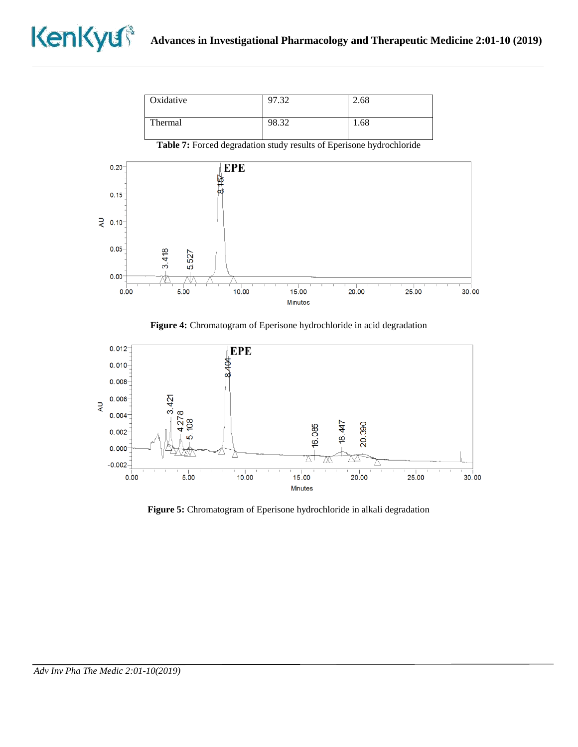| Oxidative | 97.32 | 2.68 |
|---|---|---|
| Thermal | 98.32 | 1.68 |

**Table 7:** Forced degradation study results of Eperisone hydrochloride

**Figure 4:** Chromatogram of Eperisone hydrochloride in acid degradation

**Figure 5:** Chromatogram of Eperisone hydrochloride in alkali degradation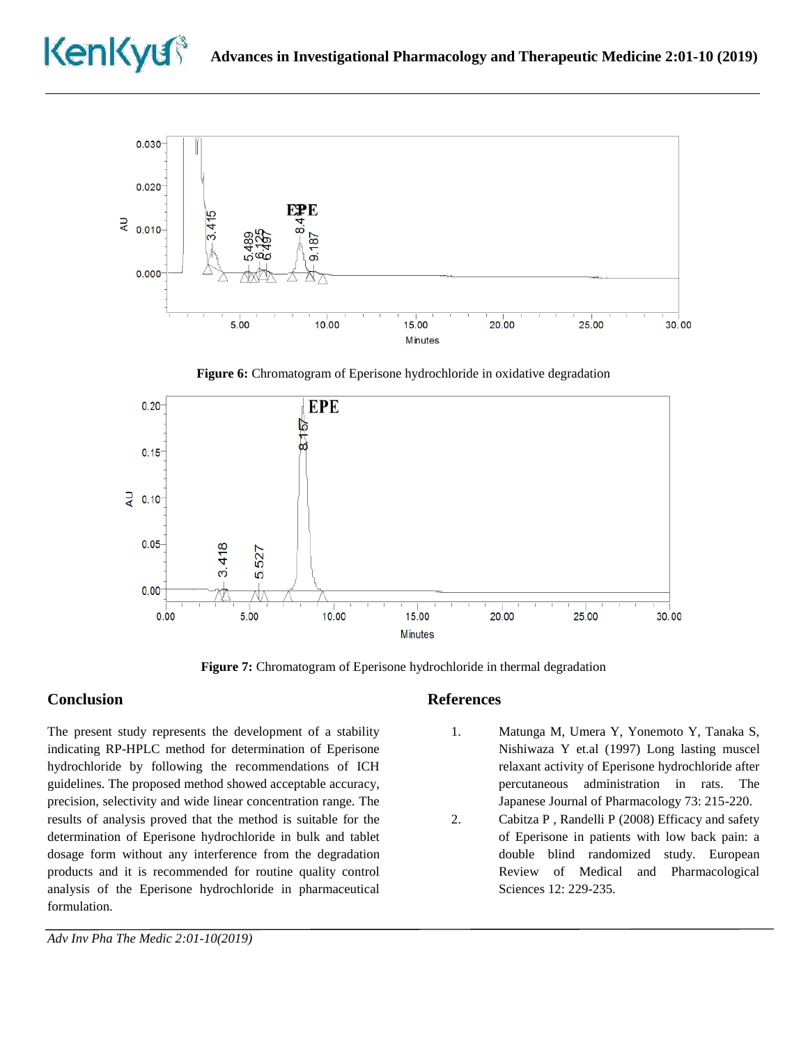**Figure 6:** Chromatogram of Eperisone hydrochloride in oxidative degradation

**Figure 7:** Chromatogram of Eperisone hydrochloride in thermal degradation

## Conclusion

The present study represents the development of a stability indicating RP-HPLC method for determination of Eperisone hydrochloride by following the recommendations of ICH guidelines. The proposed method showed acceptable accuracy, precision, selectivity and wide linear concentration range. The results of analysis proved that the method is suitable for the determination of Eperisone hydrochloride in bulk and tablet dosage form without any interference from the degradation products and it is recommended for routine quality control analysis of the Eperisone hydrochloride in pharmaceutical formulation.

## References

1. Matunga M, Umera Y, Yonemoto Y, Tanaka S, Nishiwaza Y et.al (1997) Long lasting muscel relaxant activity of Eperisone hydrochloride after percutaneous administration in rats. The Japanese Journal of Pharmacology 73: 215-220.
2. Cabitza P , Randelli P (2008) Efficacy and safety of Eperisone in patients with low back pain: a double blind randomized study. European Review of Medical and Pharmacological Sciences 12: 229-235.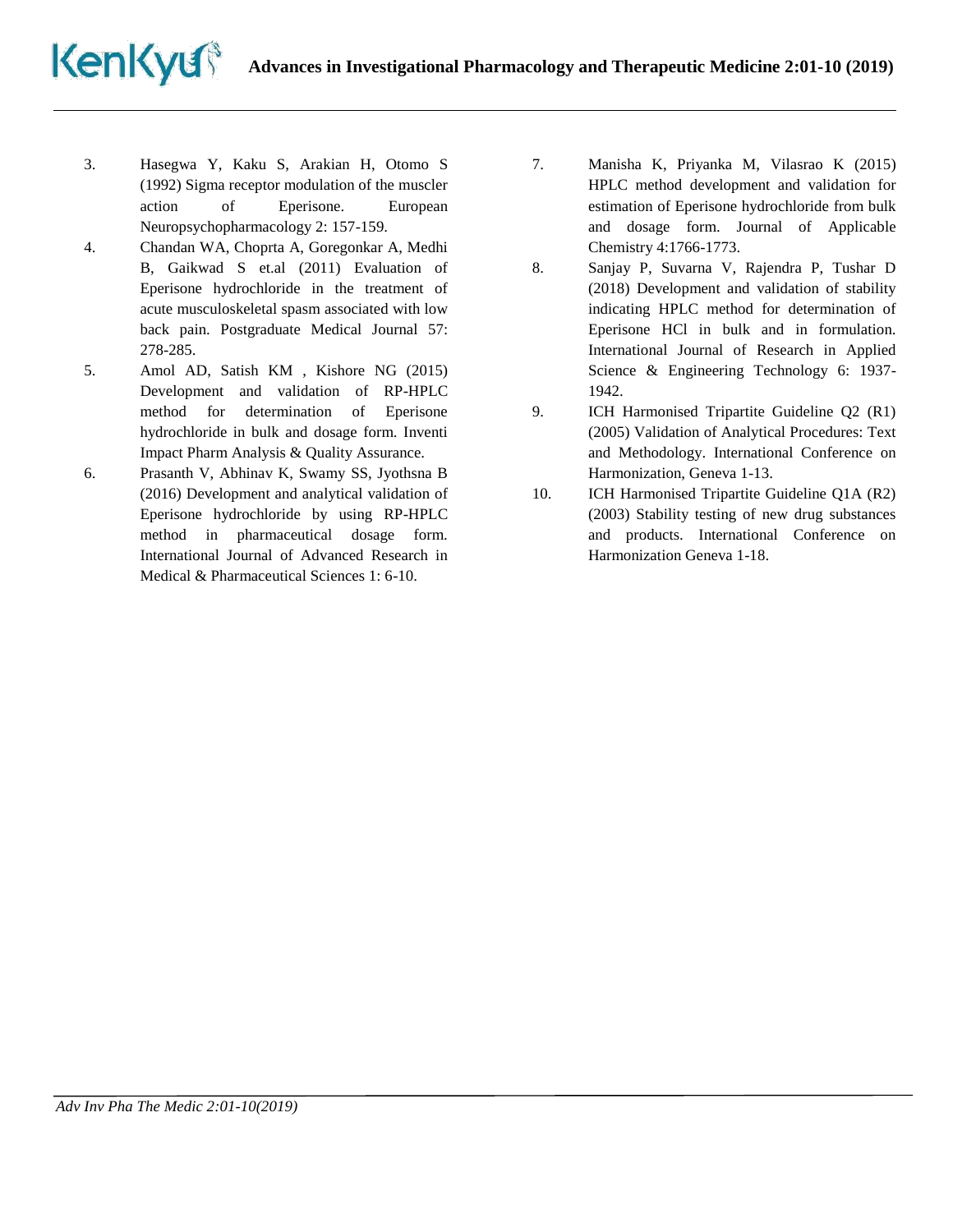3. Hasegwa Y, Kaku S, Arakian H, Otomo S (1992) Sigma receptor modulation of the muscler action of Eperisone. European Neuropsychopharmacology 2: 157-159.
4. Chandan WA, Choprta A, Goregonkar A, Medhi B, Gaikwad S et.al (2011) Evaluation of Eperisone hydrochloride in the treatment of acute musculoskeletal spasm associated with low back pain. Postgraduate Medical Journal 57: 278-285.
5. Amol AD, Satish KM , Kishore NG (2015) Development and validation of RP-HPLC method for determination of Eperisone hydrochloride in bulk and dosage form. Inventi Impact Pharm Analysis & Quality Assurance.
6. Prasanth V, Abhinav K, Swamy SS, Jyothsna B (2016) Development and analytical validation of Eperisone hydrochloride by using RP-HPLC method in pharmaceutical dosage form. International Journal of Advanced Research in Medical & Pharmaceutical Sciences 1: 6-10.
7. Manisha K, Priyanka M, Vilasrao K (2015) HPLC method development and validation for estimation of Eperisone hydrochloride from bulk and dosage form. Journal of Applicable Chemistry 4:1766-1773.
8. Sanjay P, Suvarna V, Rajendra P, Tushar D (2018) Development and validation of stability indicating HPLC method for determination of Eperisone HCl in bulk and in formulation. International Journal of Research in Applied Science & Engineering Technology 6: 1937-1942.
9. ICH Harmonised Tripartite Guideline Q2 (R1) (2005) Validation of Analytical Procedures: Text and Methodology. International Conference on Harmonization, Geneva 1-13.
10. ICH Harmonised Tripartite Guideline Q1A (R2) (2003) Stability testing of new drug substances and products. International Conference on Harmonization Geneva 1-18.